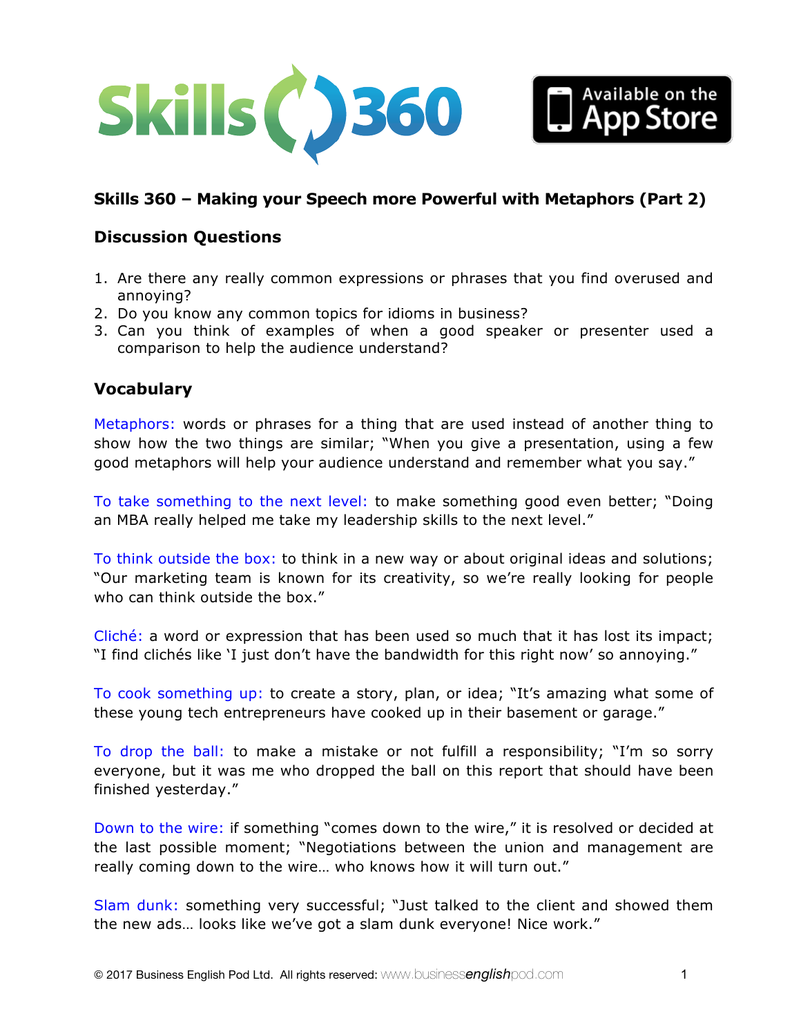## Skills 360 – Making your Speech more Powerful with Metaphors (Part 2)

### Discussion Questions

1. Are there any really common expressions or phrases that you find overused and annoying?
2. Do you know any common topics for idioms in business?
3. Can you think of examples of when a good speaker or presenter used a comparison to help the audience understand?

### Vocabulary

Metaphors: words or phrases for a thing that are used instead of another thing to show how the two things are similar; "When you give a presentation, using a few good metaphors will help your audience understand and remember what you say."

To take something to the next level: to make something good even better; "Doing an MBA really helped me take my leadership skills to the next level."

To think outside the box: to think in a new way or about original ideas and solutions; "Our marketing team is known for its creativity, so we're really looking for people who can think outside the box."

Cliché: a word or expression that has been used so much that it has lost its impact; "I find clichés like 'I just don't have the bandwidth for this right now' so annoying."

To cook something up: to create a story, plan, or idea; "It's amazing what some of these young tech entrepreneurs have cooked up in their basement or garage."

To drop the ball: to make a mistake or not fulfill a responsibility; "I'm so sorry everyone, but it was me who dropped the ball on this report that should have been finished yesterday."

Down to the wire: if something "comes down to the wire," it is resolved or decided at the last possible moment; "Negotiations between the union and management are really coming down to the wire… who knows how it will turn out."

Slam dunk: something very successful; "Just talked to the client and showed them the new ads… looks like we've got a slam dunk everyone! Nice work."

© 2017 Business English Pod Ltd. All rights reserved: www.businessenglishpod.com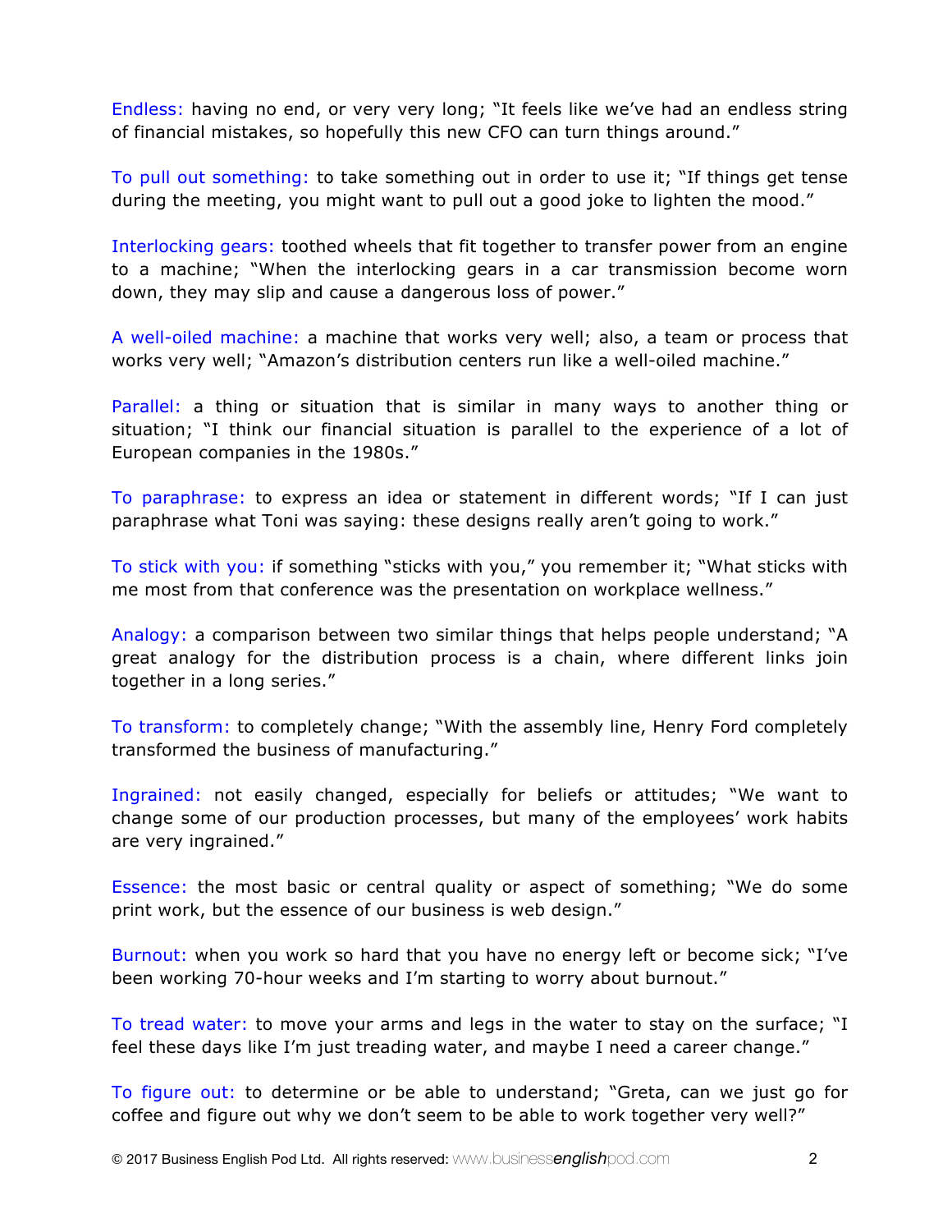Endless: having no end, or very very long; "It feels like we've had an endless string of financial mistakes, so hopefully this new CFO can turn things around."

To pull out something: to take something out in order to use it; "If things get tense during the meeting, you might want to pull out a good joke to lighten the mood."

Interlocking gears: toothed wheels that fit together to transfer power from an engine to a machine; "When the interlocking gears in a car transmission become worn down, they may slip and cause a dangerous loss of power."

A well-oiled machine: a machine that works very well; also, a team or process that works very well; "Amazon's distribution centers run like a well-oiled machine."

Parallel: a thing or situation that is similar in many ways to another thing or situation; "I think our financial situation is parallel to the experience of a lot of European companies in the 1980s."

To paraphrase: to express an idea or statement in different words; "If I can just paraphrase what Toni was saying: these designs really aren't going to work."

To stick with you: if something "sticks with you," you remember it; "What sticks with me most from that conference was the presentation on workplace wellness."

Analogy: a comparison between two similar things that helps people understand; "A great analogy for the distribution process is a chain, where different links join together in a long series."

To transform: to completely change; "With the assembly line, Henry Ford completely transformed the business of manufacturing."

Ingrained: not easily changed, especially for beliefs or attitudes; "We want to change some of our production processes, but many of the employees' work habits are very ingrained."

Essence: the most basic or central quality or aspect of something; "We do some print work, but the essence of our business is web design."

Burnout: when you work so hard that you have no energy left or become sick; "I've been working 70-hour weeks and I'm starting to worry about burnout."

To tread water: to move your arms and legs in the water to stay on the surface; "I feel these days like I'm just treading water, and maybe I need a career change."

To figure out: to determine or be able to understand; "Greta, can we just go for coffee and figure out why we don't seem to be able to work together very well?"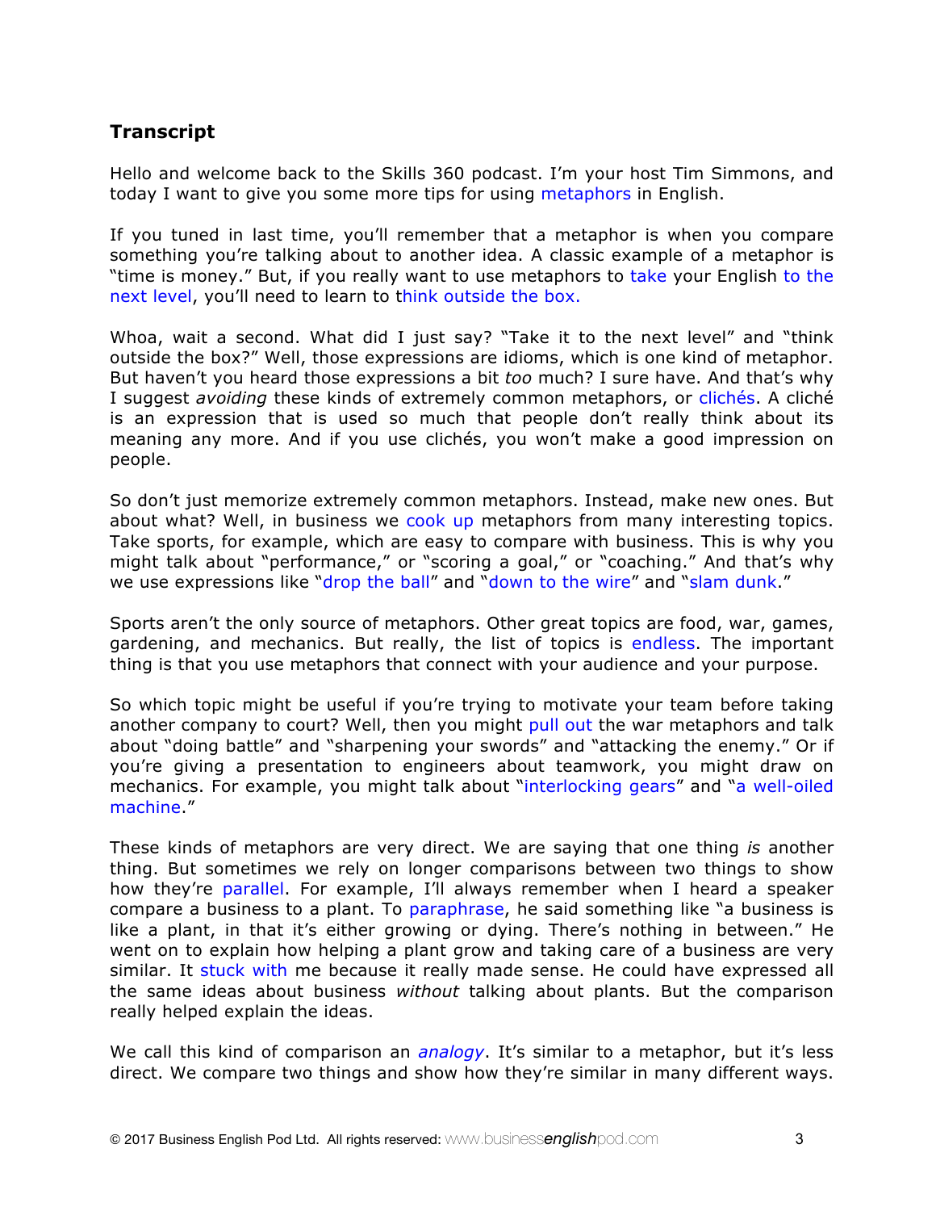## Transcript

Hello and welcome back to the Skills 360 podcast. I'm your host Tim Simmons, and today I want to give you some more tips for using metaphors in English.

If you tuned in last time, you'll remember that a metaphor is when you compare something you're talking about to another idea. A classic example of a metaphor is "time is money." But, if you really want to use metaphors to take your English to the next level, you'll need to learn to think outside the box.

Whoa, wait a second. What did I just say? "Take it to the next level" and "think outside the box?" Well, those expressions are idioms, which is one kind of metaphor. But haven't you heard those expressions a bit *too* much? I sure have. And that's why I suggest *avoiding* these kinds of extremely common metaphors, or clichés. A cliché is an expression that is used so much that people don't really think about its meaning any more. And if you use clichés, you won't make a good impression on people.

So don't just memorize extremely common metaphors. Instead, make new ones. But about what? Well, in business we cook up metaphors from many interesting topics. Take sports, for example, which are easy to compare with business. This is why you might talk about "performance," or "scoring a goal," or "coaching." And that's why we use expressions like "drop the ball" and "down to the wire" and "slam dunk."

Sports aren't the only source of metaphors. Other great topics are food, war, games, gardening, and mechanics. But really, the list of topics is endless. The important thing is that you use metaphors that connect with your audience and your purpose.

So which topic might be useful if you're trying to motivate your team before taking another company to court? Well, then you might pull out the war metaphors and talk about "doing battle" and "sharpening your swords" and "attacking the enemy." Or if you're giving a presentation to engineers about teamwork, you might draw on mechanics. For example, you might talk about "interlocking gears" and "a well-oiled machine."

These kinds of metaphors are very direct. We are saying that one thing *is* another thing. But sometimes we rely on longer comparisons between two things to show how they're parallel. For example, I'll always remember when I heard a speaker compare a business to a plant. To paraphrase, he said something like "a business is like a plant, in that it's either growing or dying. There's nothing in between." He went on to explain how helping a plant grow and taking care of a business are very similar. It stuck with me because it really made sense. He could have expressed all the same ideas about business *without* talking about plants. But the comparison really helped explain the ideas.

We call this kind of comparison an *analogy*. It's similar to a metaphor, but it's less direct. We compare two things and show how they're similar in many different ways.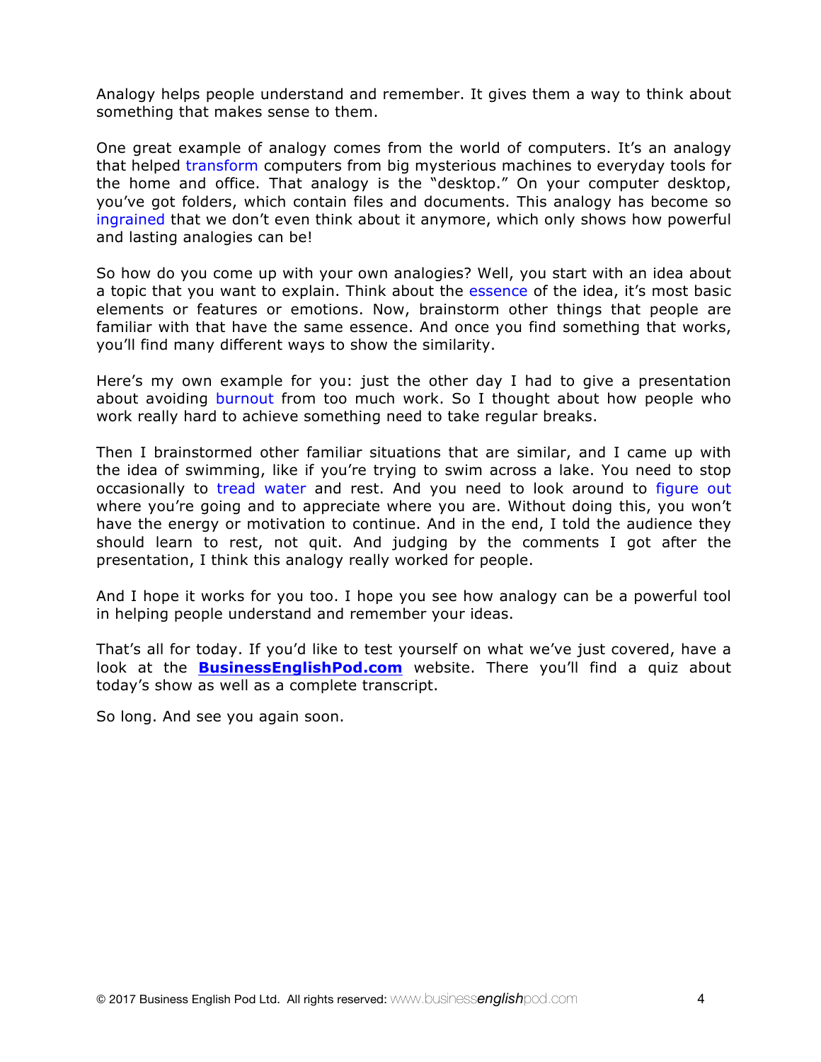Analogy helps people understand and remember. It gives them a way to think about something that makes sense to them.

One great example of analogy comes from the world of computers. It's an analogy that helped transform computers from big mysterious machines to everyday tools for the home and office. That analogy is the "desktop." On your computer desktop, you've got folders, which contain files and documents. This analogy has become so ingrained that we don't even think about it anymore, which only shows how powerful and lasting analogies can be!

So how do you come up with your own analogies? Well, you start with an idea about a topic that you want to explain. Think about the essence of the idea, it's most basic elements or features or emotions. Now, brainstorm other things that people are familiar with that have the same essence. And once you find something that works, you'll find many different ways to show the similarity.

Here's my own example for you: just the other day I had to give a presentation about avoiding burnout from too much work. So I thought about how people who work really hard to achieve something need to take regular breaks.

Then I brainstormed other familiar situations that are similar, and I came up with the idea of swimming, like if you're trying to swim across a lake. You need to stop occasionally to tread water and rest. And you need to look around to figure out where you're going and to appreciate where you are. Without doing this, you won't have the energy or motivation to continue. And in the end, I told the audience they should learn to rest, not quit. And judging by the comments I got after the presentation, I think this analogy really worked for people.

And I hope it works for you too. I hope you see how analogy can be a powerful tool in helping people understand and remember your ideas.

That's all for today. If you'd like to test yourself on what we've just covered, have a look at the **BusinessEnglishPod.com** website. There you'll find a quiz about today's show as well as a complete transcript.

So long. And see you again soon.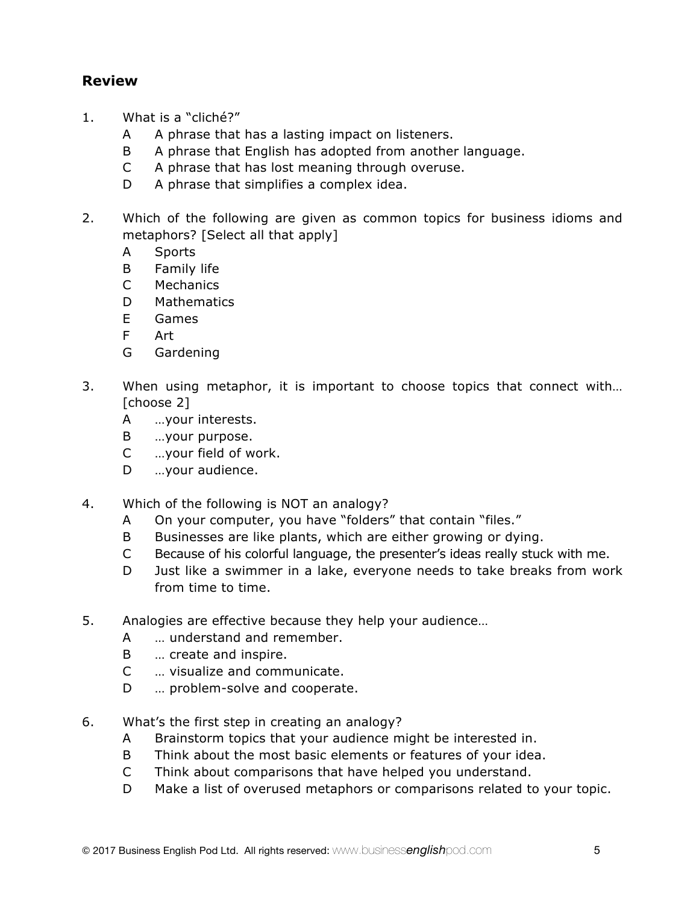## Review

1. What is a "cliché?"
   - A A phrase that has a lasting impact on listeners.
   - B A phrase that English has adopted from another language.
   - C A phrase that has lost meaning through overuse.
   - D A phrase that simplifies a complex idea.

2. Which of the following are given as common topics for business idioms and metaphors? [Select all that apply]
   - A Sports
   - B Family life
   - C Mechanics
   - D Mathematics
   - E Games
   - F Art
   - G Gardening

3. When using metaphor, it is important to choose topics that connect with… [choose 2]
   - A …your interests.
   - B …your purpose.
   - C …your field of work.
   - D …your audience.

4. Which of the following is NOT an analogy?
   - A On your computer, you have "folders" that contain "files."
   - B Businesses are like plants, which are either growing or dying.
   - C Because of his colorful language, the presenter's ideas really stuck with me.
   - D Just like a swimmer in a lake, everyone needs to take breaks from work from time to time.

5. Analogies are effective because they help your audience…
   - A … understand and remember.
   - B … create and inspire.
   - C … visualize and communicate.
   - D … problem-solve and cooperate.

6. What's the first step in creating an analogy?
   - A Brainstorm topics that your audience might be interested in.
   - B Think about the most basic elements or features of your idea.
   - C Think about comparisons that have helped you understand.
   - D Make a list of overused metaphors or comparisons related to your topic.

© 2017 Business English Pod Ltd. All rights reserved: www.businessenglishpod.com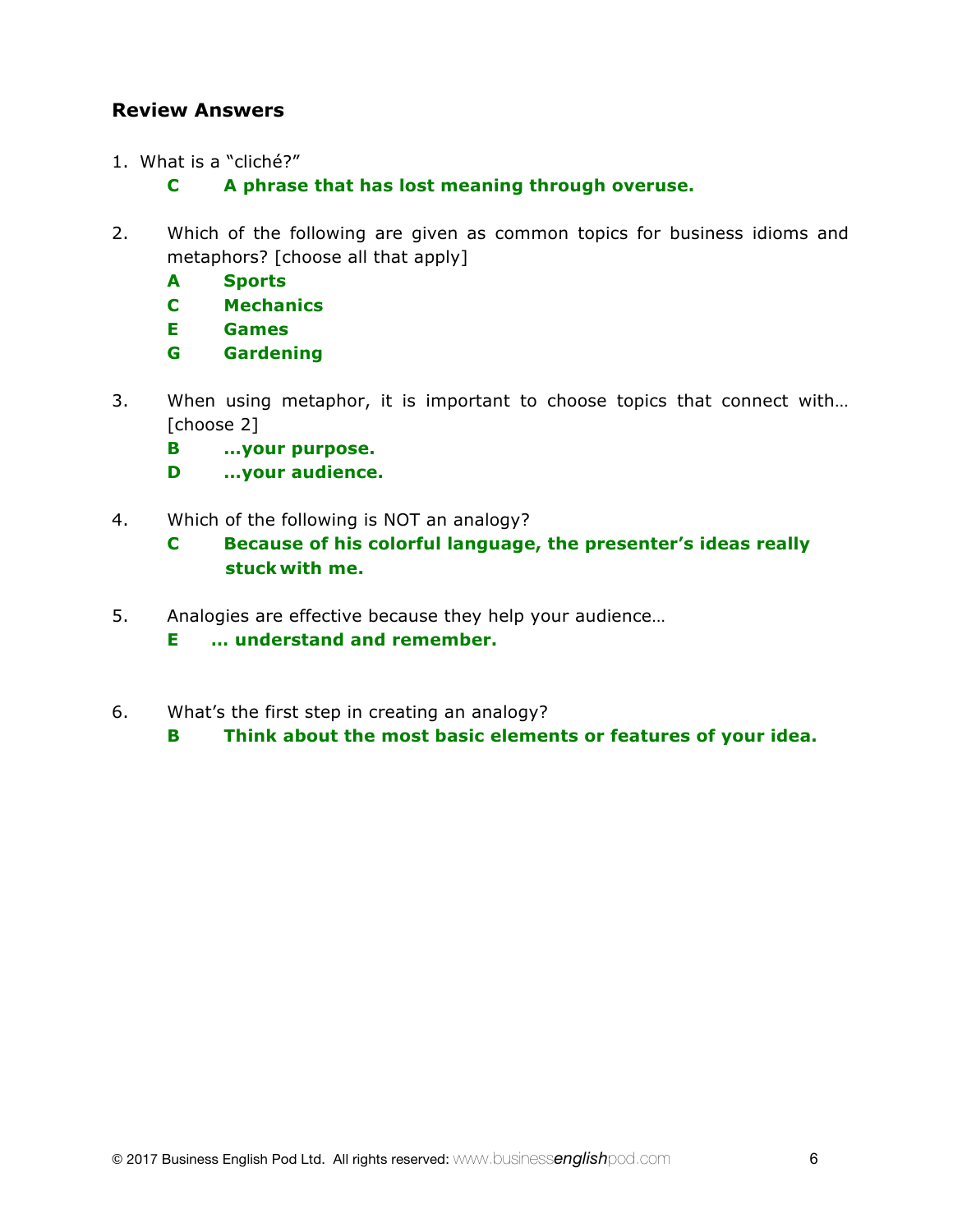## Review Answers

1. What is a "cliché?"
   **C A phrase that has lost meaning through overuse.**

2. Which of the following are given as common topics for business idioms and metaphors? [choose all that apply]
   **A Sports**
   **C Mechanics**
   **E Games**
   **G Gardening**

3. When using metaphor, it is important to choose topics that connect with… [choose 2]
   **B …your purpose.**
   **D …your audience.**

4. Which of the following is NOT an analogy?
   **C Because of his colorful language, the presenter's ideas really stuck with me.**

5. Analogies are effective because they help your audience…
   **E … understand and remember.**

6. What's the first step in creating an analogy?
   **B Think about the most basic elements or features of your idea.**

© 2017 Business English Pod Ltd. All rights reserved: www.businessenglishpod.com